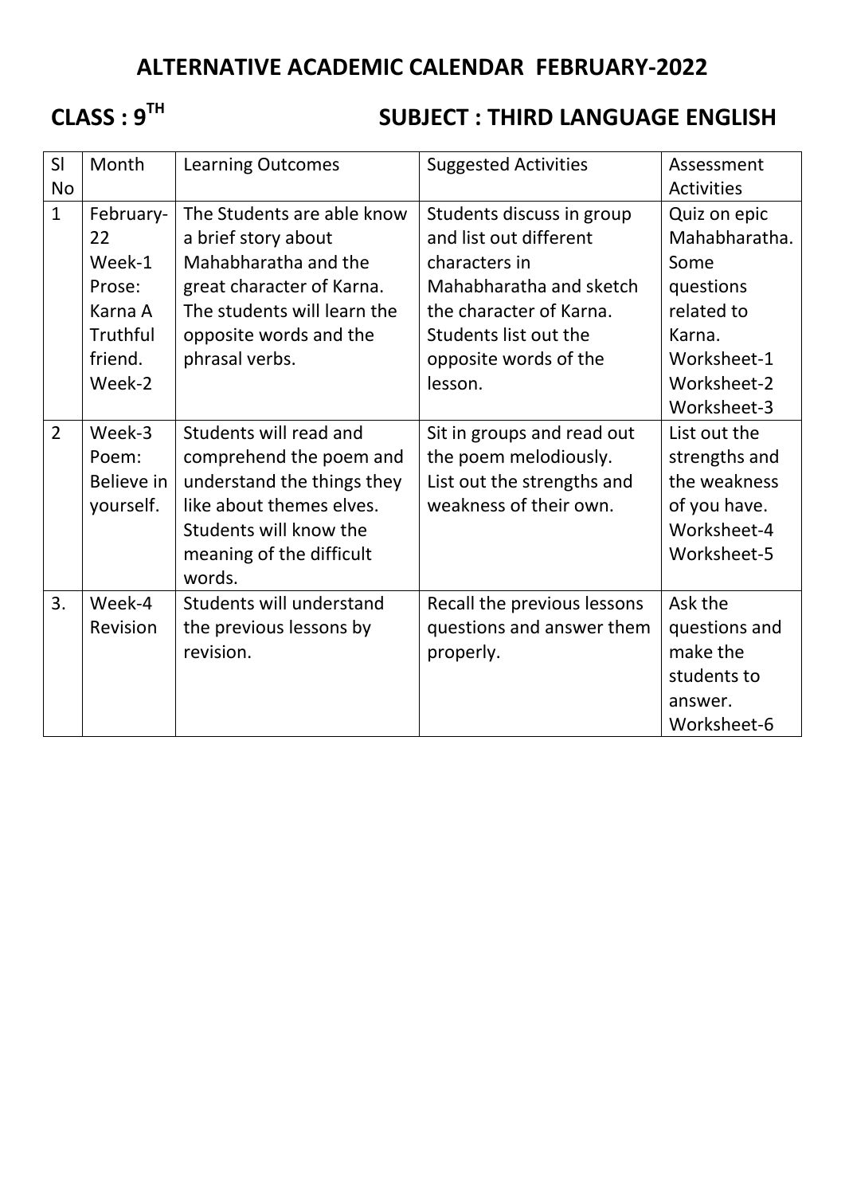# ALTERNATIVE ACADEMIC CALENDAR FEBRUARY-2022

## CLASS : 9TH SUBJECT : THIRD LANGUAGE ENGLISH

| Sl No | Month | Learning Outcomes | Suggested Activities | Assessment Activities |
|---|---|---|---|---|
| 1 | February-22 Week-1 Prose: Karna A Truthful friend. Week-2 | The Students are able know a brief story about Mahabharatha and the great character of Karna. The students will learn the opposite words and the phrasal verbs. | Students discuss in group and list out different characters in Mahabharatha and sketch the character of Karna. Students list out the opposite words of the lesson. | Quiz on epic Mahabharatha. Some questions related to Karna. Worksheet-1 Worksheet-2 Worksheet-3 |
| 2 | Week-3 Poem: Believe in yourself. | Students will read and comprehend the poem and understand the things they like about themes elves. Students will know the meaning of the difficult words. | Sit in groups and read out the poem melodiously. List out the strengths and weakness of their own. | List out the strengths and the weakness of you have. Worksheet-4 Worksheet-5 |
| 3. | Week-4 Revision | Students will understand the previous lessons by revision. | Recall the previous lessons questions and answer them properly. | Ask the questions and make the students to answer. Worksheet-6 |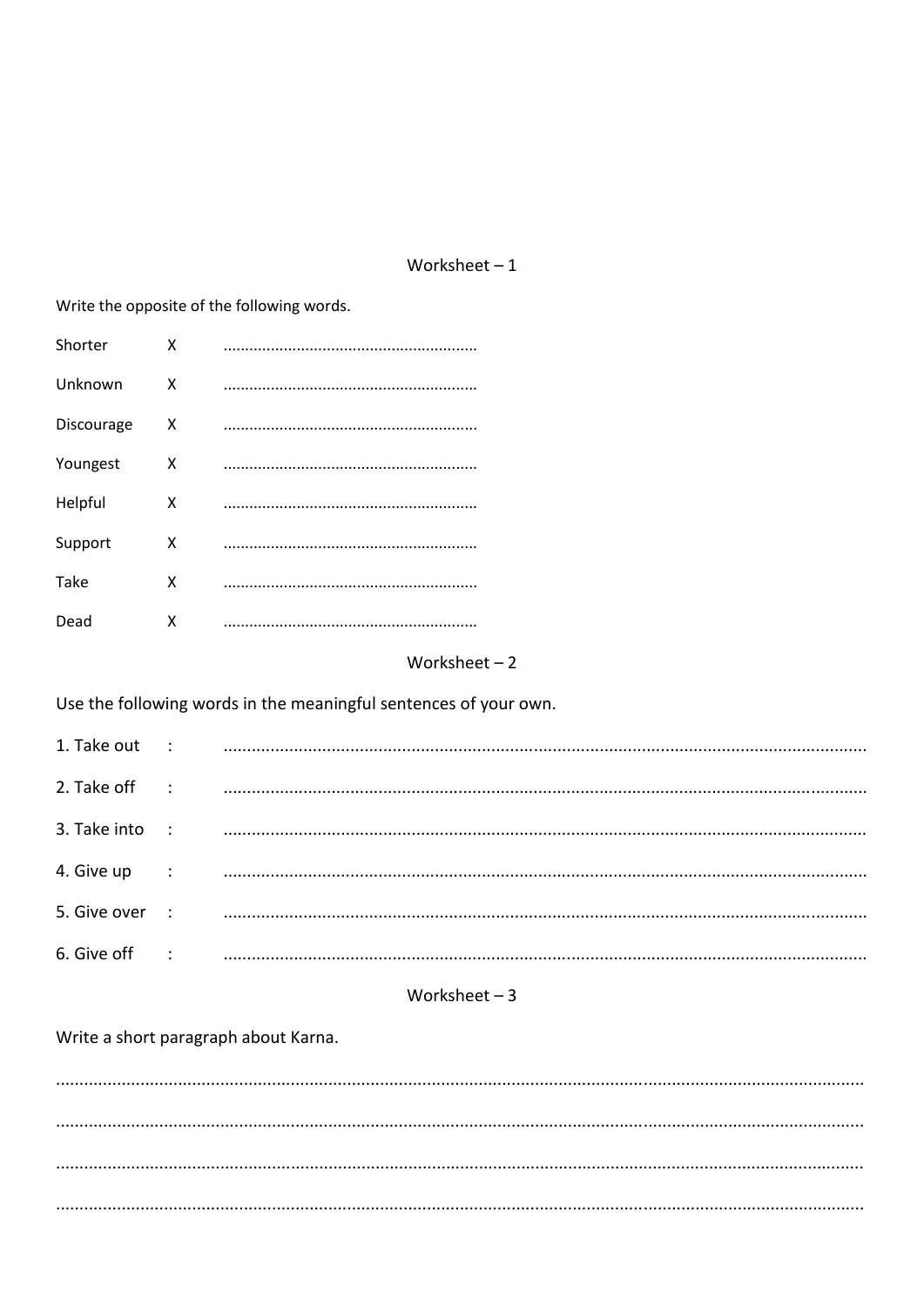## Worksheet – 1

Write the opposite of the following words.

Shorter X ..........................................................

Unknown X ..........................................................

Discourage X ..........................................................

Youngest X ..........................................................

Helpful X ..........................................................

Support X ..........................................................

Take X ..........................................................

Dead X ..........................................................

## Worksheet – 2

Use the following words in the meaningful sentences of your own.

1. Take out : ..........................................................................................................................................
2. Take off : ..........................................................................................................................................
3. Take into : ..........................................................................................................................................
4. Give up : ..........................................................................................................................................
5. Give over : ..........................................................................................................................................
6. Give off : ..........................................................................................................................................

## Worksheet – 3

Write a short paragraph about Karna.

..........................................................................................................................................................

..........................................................................................................................................................

..........................................................................................................................................................

..........................................................................................................................................................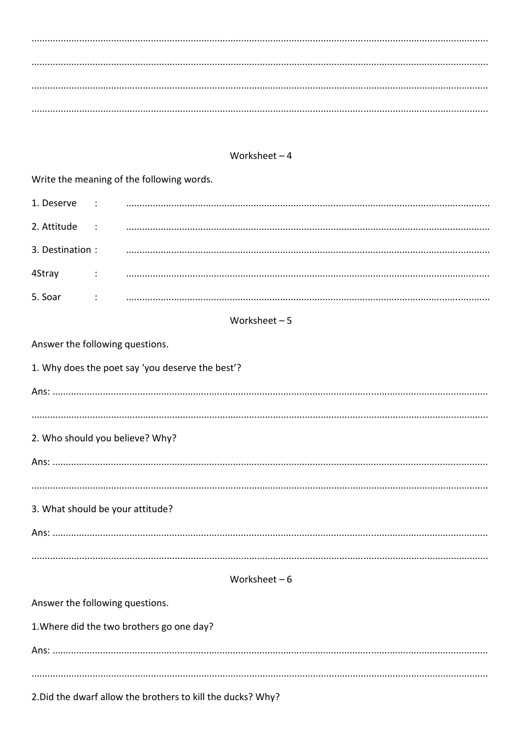.......................................................................................................................................................................

.......................................................................................................................................................................

.......................................................................................................................................................................

.......................................................................................................................................................................

## Worksheet – 4

Write the meaning of the following words.

1. Deserve : .......................................................................................................................................

2. Attitude : .......................................................................................................................................

3. Destination : .......................................................................................................................................

4Stray : .......................................................................................................................................

5. Soar : .......................................................................................................................................

## Worksheet – 5

Answer the following questions.

1. Why does the poet say 'you deserve the best'?

Ans: ..............................................................................................................................................

.......................................................................................................................................................................

2. Who should you believe? Why?

Ans: ..............................................................................................................................................

.......................................................................................................................................................................

3. What should be your attitude?

Ans: ..............................................................................................................................................

.......................................................................................................................................................................

## Worksheet – 6

Answer the following questions.

1.Where did the two brothers go one day?

Ans: ..............................................................................................................................................

.......................................................................................................................................................................

2.Did the dwarf allow the brothers to kill the ducks? Why?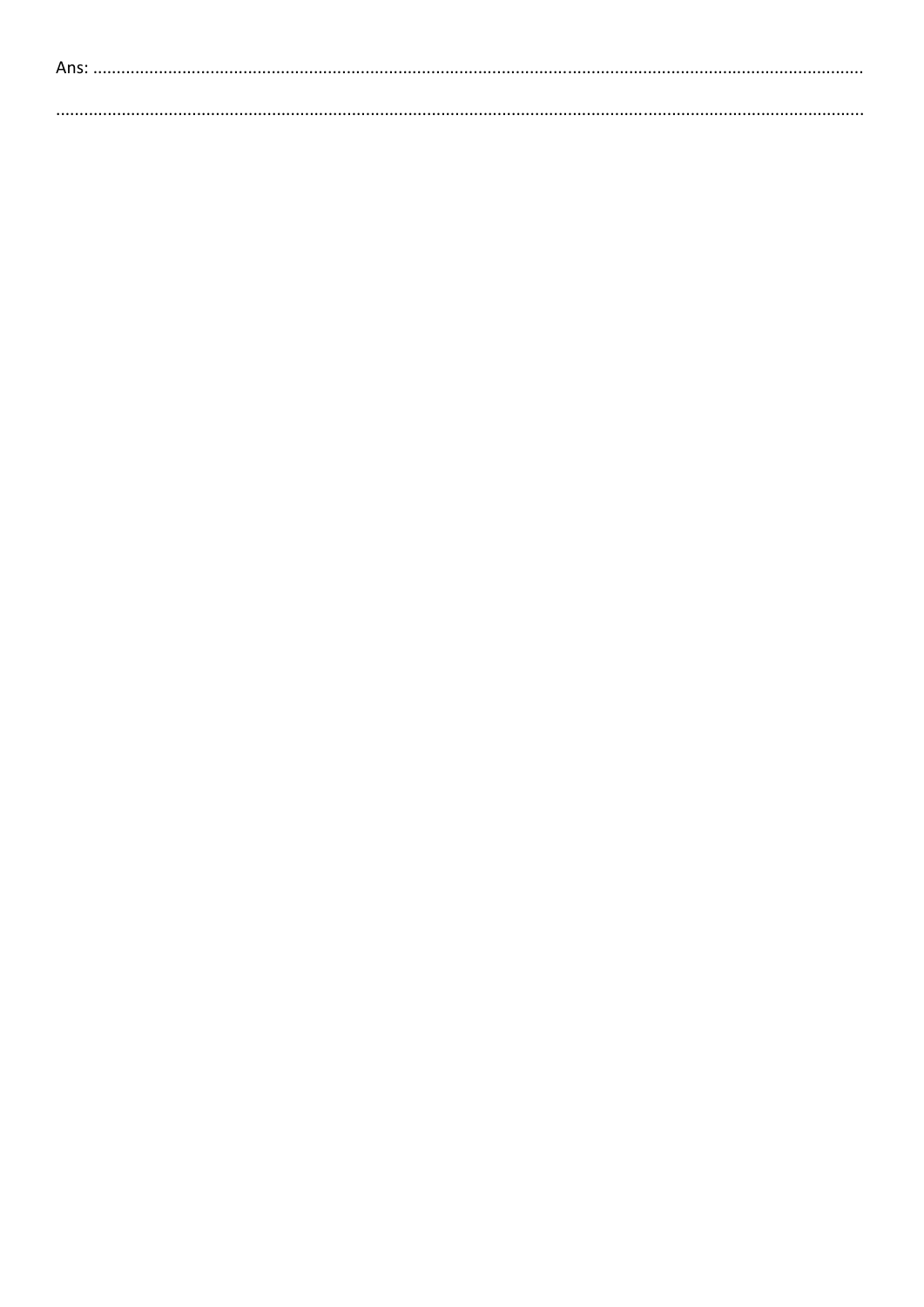Ans: ..................................................................................................................................................................................

..........................................................................................................................................................................................